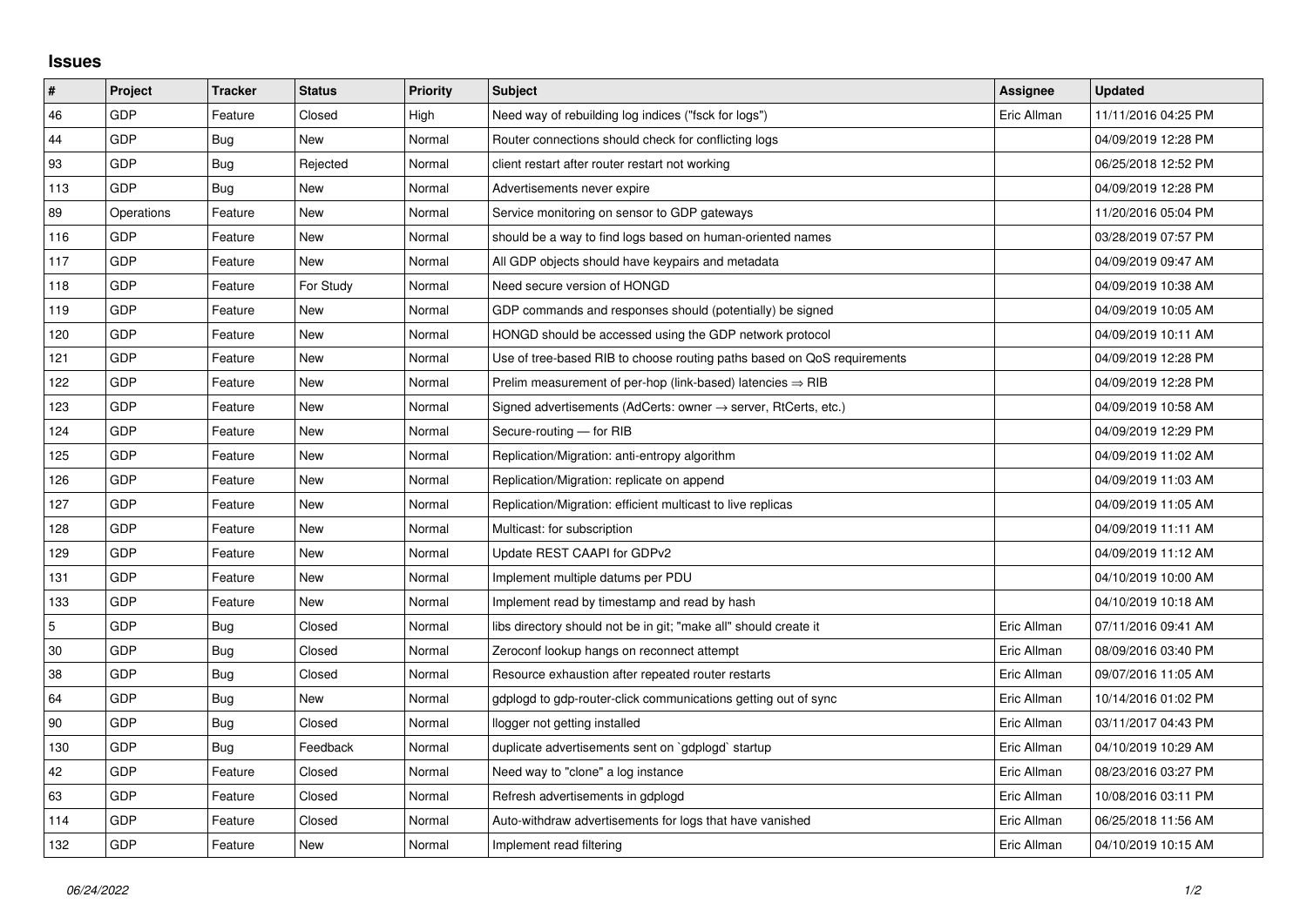# Issues

| # | Project | Tracker | Status | Priority | Subject | Assignee | Updated |
|---|---|---|---|---|---|---|---|
| 46 | GDP | Feature | Closed | High | Need way of rebuilding log indices ("fsck for logs") | Eric Allman | 11/11/2016 04:25 PM |
| 44 | GDP | Bug | New | Normal | Router connections should check for conflicting logs | | 04/09/2019 12:28 PM |
| 93 | GDP | Bug | Rejected | Normal | client restart after router restart not working | | 06/25/2018 12:52 PM |
| 113 | GDP | Bug | New | Normal | Advertisements never expire | | 04/09/2019 12:28 PM |
| 89 | Operations | Feature | New | Normal | Service monitoring on sensor to GDP gateways | | 11/20/2016 05:04 PM |
| 116 | GDP | Feature | New | Normal | should be a way to find logs based on human-oriented names | | 03/28/2019 07:57 PM |
| 117 | GDP | Feature | New | Normal | All GDP objects should have keypairs and metadata | | 04/09/2019 09:47 AM |
| 118 | GDP | Feature | For Study | Normal | Need secure version of HONGD | | 04/09/2019 10:38 AM |
| 119 | GDP | Feature | New | Normal | GDP commands and responses should (potentially) be signed | | 04/09/2019 10:05 AM |
| 120 | GDP | Feature | New | Normal | HONGD should be accessed using the GDP network protocol | | 04/09/2019 10:11 AM |
| 121 | GDP | Feature | New | Normal | Use of tree-based RIB to choose routing paths based on QoS requirements | | 04/09/2019 12:28 PM |
| 122 | GDP | Feature | New | Normal | Prelim measurement of per-hop (link-based) latencies ⇒ RIB | | 04/09/2019 12:28 PM |
| 123 | GDP | Feature | New | Normal | Signed advertisements (AdCerts: owner → server, RtCerts, etc.) | | 04/09/2019 10:58 AM |
| 124 | GDP | Feature | New | Normal | Secure-routing — for RIB | | 04/09/2019 12:29 PM |
| 125 | GDP | Feature | New | Normal | Replication/Migration: anti-entropy algorithm | | 04/09/2019 11:02 AM |
| 126 | GDP | Feature | New | Normal | Replication/Migration: replicate on append | | 04/09/2019 11:03 AM |
| 127 | GDP | Feature | New | Normal | Replication/Migration: efficient multicast to live replicas | | 04/09/2019 11:05 AM |
| 128 | GDP | Feature | New | Normal | Multicast: for subscription | | 04/09/2019 11:11 AM |
| 129 | GDP | Feature | New | Normal | Update REST CAAPI for GDPv2 | | 04/09/2019 11:12 AM |
| 131 | GDP | Feature | New | Normal | Implement multiple datums per PDU | | 04/10/2019 10:00 AM |
| 133 | GDP | Feature | New | Normal | Implement read by timestamp and read by hash | | 04/10/2019 10:18 AM |
| 5 | GDP | Bug | Closed | Normal | libs directory should not be in git; "make all" should create it | Eric Allman | 07/11/2016 09:41 AM |
| 30 | GDP | Bug | Closed | Normal | Zeroconf lookup hangs on reconnect attempt | Eric Allman | 08/09/2016 03:40 PM |
| 38 | GDP | Bug | Closed | Normal | Resource exhaustion after repeated router restarts | Eric Allman | 09/07/2016 11:05 AM |
| 64 | GDP | Bug | New | Normal | gdplogd to gdp-router-click communications getting out of sync | Eric Allman | 10/14/2016 01:02 PM |
| 90 | GDP | Bug | Closed | Normal | llogger not getting installed | Eric Allman | 03/11/2017 04:43 PM |
| 130 | GDP | Bug | Feedback | Normal | duplicate advertisements sent on `gdplogd` startup | Eric Allman | 04/10/2019 10:29 AM |
| 42 | GDP | Feature | Closed | Normal | Need way to "clone" a log instance | Eric Allman | 08/23/2016 03:27 PM |
| 63 | GDP | Feature | Closed | Normal | Refresh advertisements in gdplogd | Eric Allman | 10/08/2016 03:11 PM |
| 114 | GDP | Feature | Closed | Normal | Auto-withdraw advertisements for logs that have vanished | Eric Allman | 06/25/2018 11:56 AM |
| 132 | GDP | Feature | New | Normal | Implement read filtering | Eric Allman | 04/10/2019 10:15 AM |

*06/24/2022*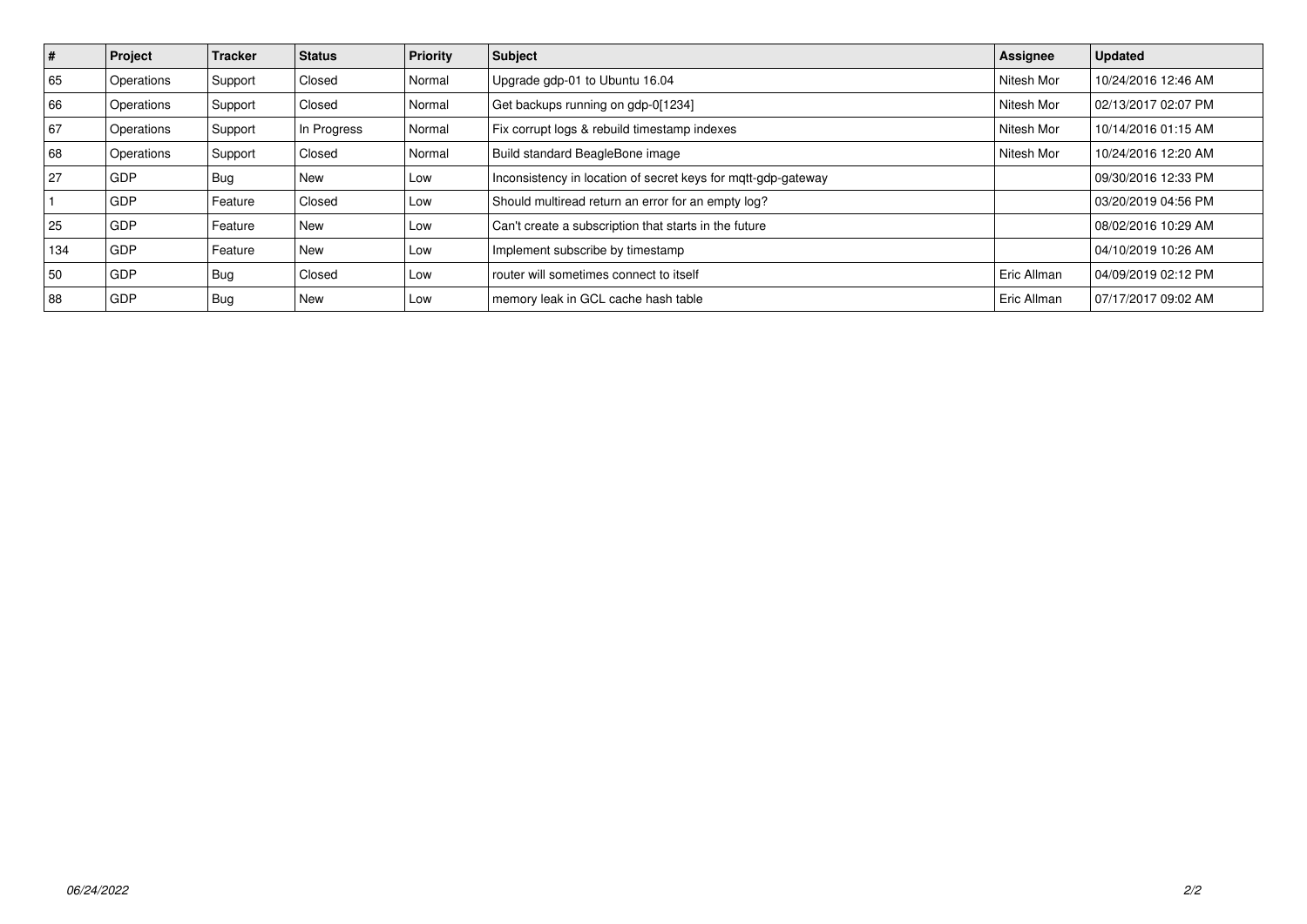| # | Project | Tracker | Status | Priority | Subject | Assignee | Updated |
|---|---|---|---|---|---|---|---|
| 65 | Operations | Support | Closed | Normal | Upgrade gdp-01 to Ubuntu 16.04 | Nitesh Mor | 10/24/2016 12:46 AM |
| 66 | Operations | Support | Closed | Normal | Get backups running on gdp-0[1234] | Nitesh Mor | 02/13/2017 02:07 PM |
| 67 | Operations | Support | In Progress | Normal | Fix corrupt logs & rebuild timestamp indexes | Nitesh Mor | 10/14/2016 01:15 AM |
| 68 | Operations | Support | Closed | Normal | Build standard BeagleBone image | Nitesh Mor | 10/24/2016 12:20 AM |
| 27 | GDP | Bug | New | Low | Inconsistency in location of secret keys for mqtt-gdp-gateway | | 09/30/2016 12:33 PM |
| 1 | GDP | Feature | Closed | Low | Should multiread return an error for an empty log? | | 03/20/2019 04:56 PM |
| 25 | GDP | Feature | New | Low | Can't create a subscription that starts in the future | | 08/02/2016 10:29 AM |
| 134 | GDP | Feature | New | Low | Implement subscribe by timestamp | | 04/10/2019 10:26 AM |
| 50 | GDP | Bug | Closed | Low | router will sometimes connect to itself | Eric Allman | 04/09/2019 02:12 PM |
| 88 | GDP | Bug | New | Low | memory leak in GCL cache hash table | Eric Allman | 07/17/2017 09:02 AM |